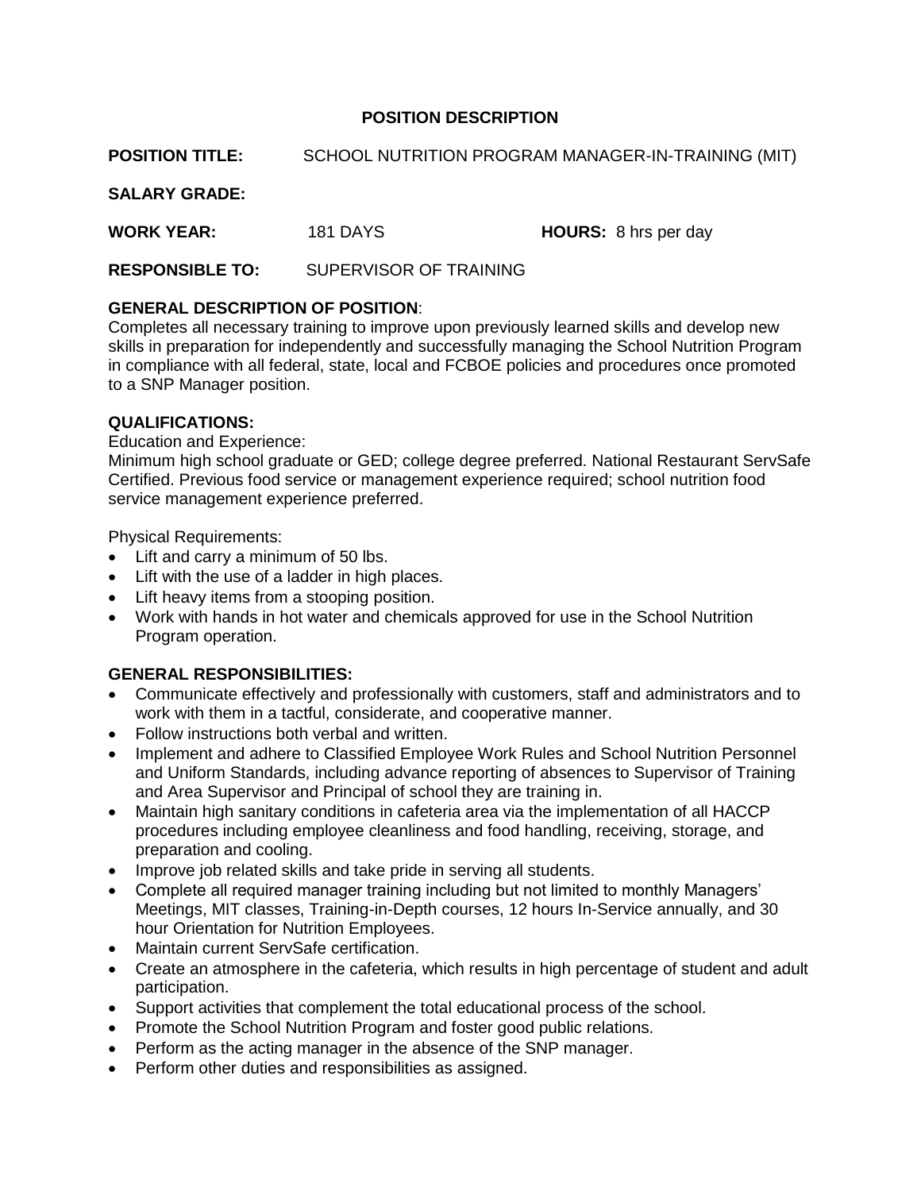# POSITION DESCRIPTION

**POSITION TITLE:** SCHOOL NUTRITION PROGRAM MANAGER-IN-TRAINING (MIT)

**SALARY GRADE:**

**WORK YEAR:** 181 DAYS **HOURS:** 8 hrs per day

**RESPONSIBLE TO:** SUPERVISOR OF TRAINING

**GENERAL DESCRIPTION OF POSITION**:
Completes all necessary training to improve upon previously learned skills and develop new skills in preparation for independently and successfully managing the School Nutrition Program in compliance with all federal, state, local and FCBOE policies and procedures once promoted to a SNP Manager position.

**QUALIFICATIONS:**
Education and Experience:
Minimum high school graduate or GED; college degree preferred. National Restaurant ServSafe Certified. Previous food service or management experience required; school nutrition food service management experience preferred.

Physical Requirements:

- Lift and carry a minimum of 50 lbs.
- Lift with the use of a ladder in high places.
- Lift heavy items from a stooping position.
- Work with hands in hot water and chemicals approved for use in the School Nutrition Program operation.

**GENERAL RESPONSIBILITIES:**

- Communicate effectively and professionally with customers, staff and administrators and to work with them in a tactful, considerate, and cooperative manner.
- Follow instructions both verbal and written.
- Implement and adhere to Classified Employee Work Rules and School Nutrition Personnel and Uniform Standards, including advance reporting of absences to Supervisor of Training and Area Supervisor and Principal of school they are training in.
- Maintain high sanitary conditions in cafeteria area via the implementation of all HACCP procedures including employee cleanliness and food handling, receiving, storage, and preparation and cooling.
- Improve job related skills and take pride in serving all students.
- Complete all required manager training including but not limited to monthly Managers' Meetings, MIT classes, Training-in-Depth courses, 12 hours In-Service annually, and 30 hour Orientation for Nutrition Employees.
- Maintain current ServSafe certification.
- Create an atmosphere in the cafeteria, which results in high percentage of student and adult participation.
- Support activities that complement the total educational process of the school.
- Promote the School Nutrition Program and foster good public relations.
- Perform as the acting manager in the absence of the SNP manager.
- Perform other duties and responsibilities as assigned.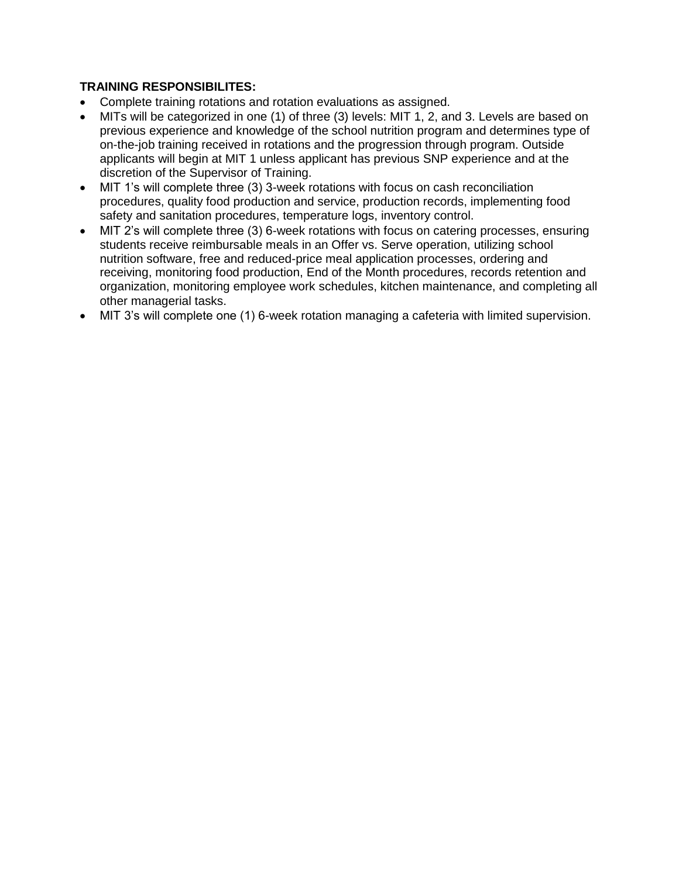**TRAINING RESPONSIBILITES:**

- Complete training rotations and rotation evaluations as assigned.
- MITs will be categorized in one (1) of three (3) levels: MIT 1, 2, and 3. Levels are based on previous experience and knowledge of the school nutrition program and determines type of on-the-job training received in rotations and the progression through program. Outside applicants will begin at MIT 1 unless applicant has previous SNP experience and at the discretion of the Supervisor of Training.
- MIT 1's will complete three (3) 3-week rotations with focus on cash reconciliation procedures, quality food production and service, production records, implementing food safety and sanitation procedures, temperature logs, inventory control.
- MIT 2's will complete three (3) 6-week rotations with focus on catering processes, ensuring students receive reimbursable meals in an Offer vs. Serve operation, utilizing school nutrition software, free and reduced-price meal application processes, ordering and receiving, monitoring food production, End of the Month procedures, records retention and organization, monitoring employee work schedules, kitchen maintenance, and completing all other managerial tasks.
- MIT 3's will complete one (1) 6-week rotation managing a cafeteria with limited supervision.